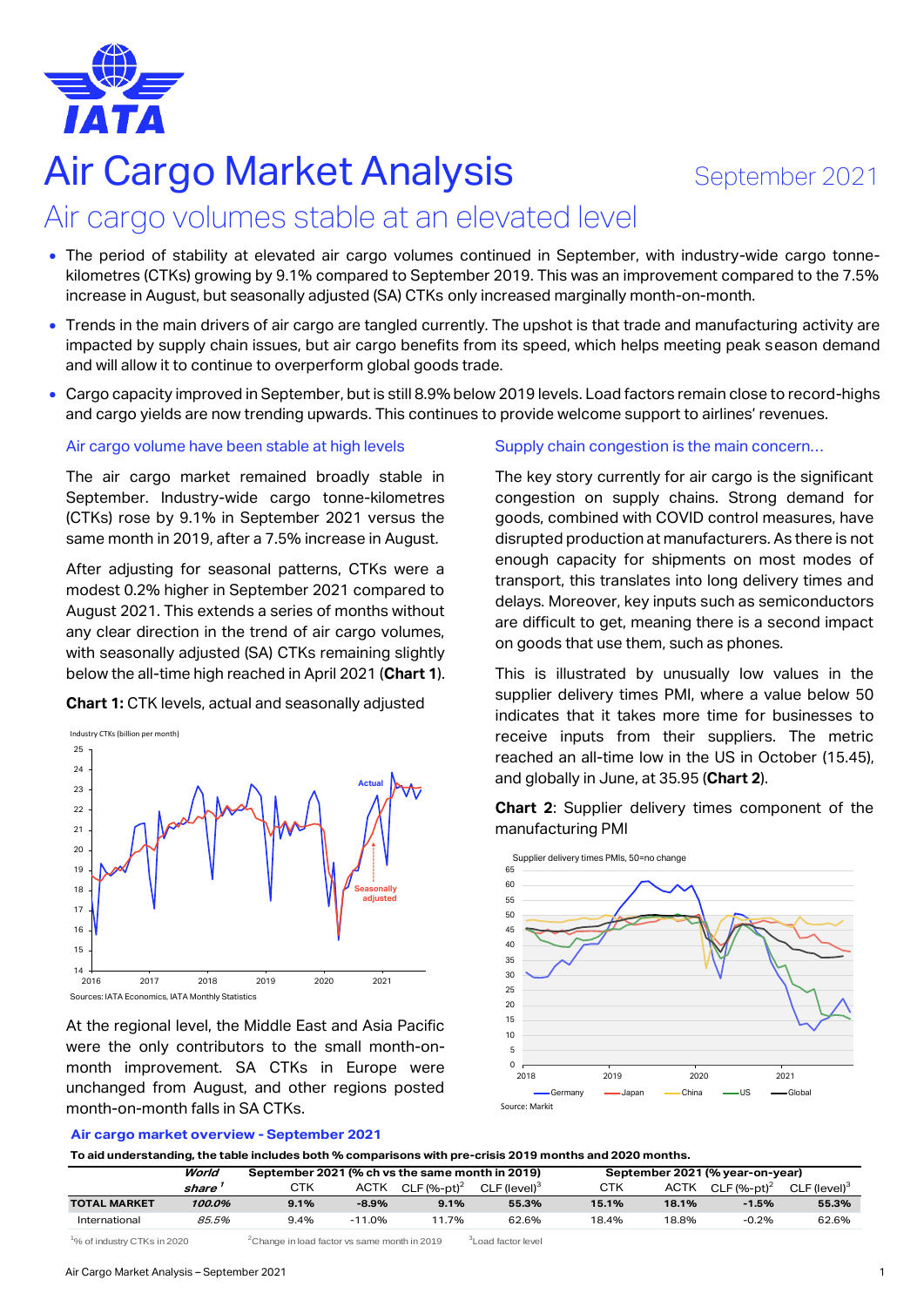# Air Cargo Market Analysis

September 2021

## Air cargo volumes stable at an elevated level

- The period of stability at elevated air cargo volumes continued in September, with industry-wide cargo tonne-kilometres (CTKs) growing by 9.1% compared to September 2019. This was an improvement compared to the 7.5% increase in August, but seasonally adjusted (SA) CTKs only increased marginally month-on-month.
- Trends in the main drivers of air cargo are tangled currently. The upshot is that trade and manufacturing activity are impacted by supply chain issues, but air cargo benefits from its speed, which helps meeting peak season demand and will allow it to continue to overperform global goods trade.
- Cargo capacity improved in September, but is still 8.9% below 2019 levels. Load factors remain close to record-highs and cargo yields are now trending upwards. This continues to provide welcome support to airlines' revenues.

### Air cargo volume have been stable at high levels

The air cargo market remained broadly stable in September. Industry-wide cargo tonne-kilometres (CTKs) rose by 9.1% in September 2021 versus the same month in 2019, after a 7.5% increase in August.

After adjusting for seasonal patterns, CTKs were a modest 0.2% higher in September 2021 compared to August 2021. This extends a series of months without any clear direction in the trend of air cargo volumes, with seasonally adjusted (SA) CTKs remaining slightly below the all-time high reached in April 2021 (**Chart 1**).

**Chart 1:** CTK levels, actual and seasonally adjusted

Sources: IATA Economics, IATA Monthly Statistics

At the regional level, the Middle East and Asia Pacific were the only contributors to the small month-on-month improvement. SA CTKs in Europe were unchanged from August, and other regions posted month-on-month falls in SA CTKs.

### Supply chain congestion is the main concern…

The key story currently for air cargo is the significant congestion on supply chains. Strong demand for goods, combined with COVID control measures, have disrupted production at manufacturers. As there is not enough capacity for shipments on most modes of transport, this translates into long delivery times and delays. Moreover, key inputs such as semiconductors are difficult to get, meaning there is a second impact on goods that use them, such as phones.

This is illustrated by unusually low values in the supplier delivery times PMI, where a value below 50 indicates that it takes more time for businesses to receive inputs from their suppliers. The metric reached an all-time low in the US in October (15.45), and globally in June, at 35.95 (**Chart 2**).

**Chart 2**: Supplier delivery times component of the manufacturing PMI

Source: Markit

**Air cargo market overview - September 2021**

**To aid understanding, the table includes both % comparisons with pre-crisis 2019 months and 2020 months.**

| | *World share*[1] | September 2021 (% ch vs the same month in 2019) | | | | September 2021 (% year-on-year) | | | |
|---|---|---|---|---|---|---|---|---|---|
| | | CTK | ACTK | CLF (%-pt)[2] | CLF (level)[3] | CTK | ACTK | CLF (%-pt)[2] | CLF (level)[3] |
| **TOTAL MARKET** | ***100.0%*** | **9.1%** | **-8.9%** | **9.1%** | **55.3%** | **15.1%** | **18.1%** | **-1.5%** | **55.3%** |
| International | *85.5%* | 9.4% | -11.0% | 11.7% | 62.6% | 18.4% | 18.8% | -0.2% | 62.6% |

[1]% of industry CTKs in 2020 [2]Change in load factor vs same month in 2019 [3]Load factor level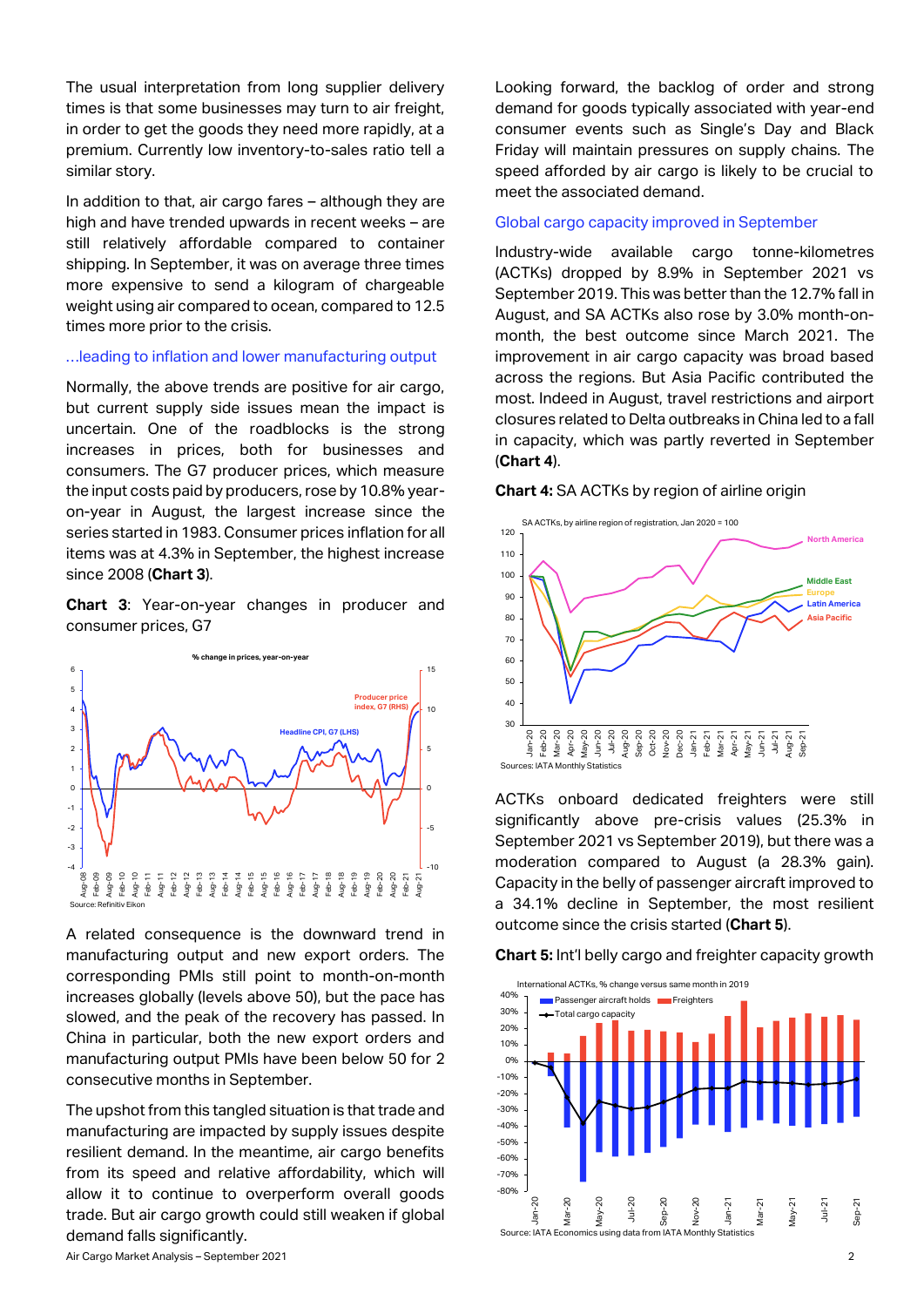The usual interpretation from long supplier delivery times is that some businesses may turn to air freight, in order to get the goods they need more rapidly, at a premium. Currently low inventory-to-sales ratio tell a similar story.

In addition to that, air cargo fares – although they are high and have trended upwards in recent weeks – are still relatively affordable compared to container shipping. In September, it was on average three times more expensive to send a kilogram of chargeable weight using air compared to ocean, compared to 12.5 times more prior to the crisis.

## ...leading to inflation and lower manufacturing output

Normally, the above trends are positive for air cargo, but current supply side issues mean the impact is uncertain. One of the roadblocks is the strong increases in prices, both for businesses and consumers. The G7 producer prices, which measure the input costs paid by producers, rose by 10.8% year-on-year in August, the largest increase since the series started in 1983. Consumer prices inflation for all items was at 4.3% in September, the highest increase since 2008 (**Chart 3**).

**Chart 3**: Year-on-year changes in producer and consumer prices, G7

Source: Refinitiv Eikon

A related consequence is the downward trend in manufacturing output and new export orders. The corresponding PMIs still point to month-on-month increases globally (levels above 50), but the pace has slowed, and the peak of the recovery has passed. In China in particular, both the new export orders and manufacturing output PMIs have been below 50 for 2 consecutive months in September.

The upshot from this tangled situation is that trade and manufacturing are impacted by supply issues despite resilient demand. In the meantime, air cargo benefits from its speed and relative affordability, which will allow it to continue to overperform overall goods trade. But air cargo growth could still weaken if global demand falls significantly.

Looking forward, the backlog of order and strong demand for goods typically associated with year-end consumer events such as Single's Day and Black Friday will maintain pressures on supply chains. The speed afforded by air cargo is likely to be crucial to meet the associated demand.

## Global cargo capacity improved in September

Industry-wide available cargo tonne-kilometres (ACTKs) dropped by 8.9% in September 2021 vs September 2019. This was better than the 12.7% fall in August, and SA ACTKs also rose by 3.0% month-on-month, the best outcome since March 2021. The improvement in air cargo capacity was broad based across the regions. But Asia Pacific contributed the most. Indeed in August, travel restrictions and airport closures related to Delta outbreaks in China led to a fall in capacity, which was partly reverted in September (**Chart 4**).

**Chart 4:** SA ACTKs by region of airline origin

Sources: IATA Monthly Statistics

ACTKs onboard dedicated freighters were still significantly above pre-crisis values (25.3% in September 2021 vs September 2019), but there was a moderation compared to August (a 28.3% gain). Capacity in the belly of passenger aircraft improved to a 34.1% decline in September, the most resilient outcome since the crisis started (**Chart 5**).

**Chart 5:** Int'l belly cargo and freighter capacity growth

Source: IATA Economics using data from IATA Monthly Statistics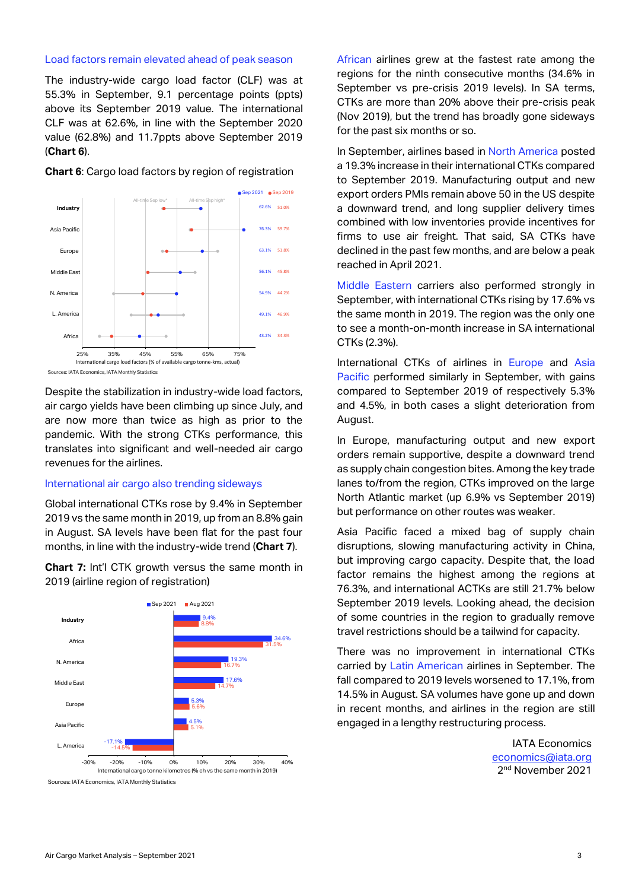### Load factors remain elevated ahead of peak season

The industry-wide cargo load factor (CLF) was at 55.3% in September, 9.1 percentage points (ppts) above its September 2019 value. The international CLF was at 62.6%, in line with the September 2020 value (62.8%) and 11.7ppts above September 2019 (**Chart 6**).

**Chart 6**: Cargo load factors by region of registration

| Region | Sep 2021 | Sep 2019 |
|---|---|---|
| Industry | 62.6% | 51.0% |
| Asia Pacific | 76.3% | 59.7% |
| Europe | 63.1% | 51.8% |
| Middle East | 56.1% | 45.8% |
| N. America | 54.9% | 44.2% |
| L. America | 49.1% | 46.9% |
| Africa | 43.2% | 34.3% |

International cargo load factors (% of available cargo tonne-kms, actual)

Sources: IATA Economics, IATA Monthly Statistics

Despite the stabilization in industry-wide load factors, air cargo yields have been climbing up since July, and are now more than twice as high as prior to the pandemic. With the strong CTKs performance, this translates into significant and well-needed air cargo revenues for the airlines.

### International air cargo also trending sideways

Global international CTKs rose by 9.4% in September 2019 vs the same month in 2019, up from an 8.8% gain in August. SA levels have been flat for the past four months, in line with the industry-wide trend (**Chart 7**).

**Chart 7:** Int'l CTK growth versus the same month in 2019 (airline region of registration)

| Region | Sep 2021 | Aug 2021 |
|---|---|---|
| Industry | 9.4% | 8.8% |
| Africa | 34.6% | 31.5% |
| N. America | 19.3% | 16.7% |
| Middle East | 17.6% | 14.7% |
| Europe | 5.3% | 5.6% |
| Asia Pacific | 4.5% | 5.1% |
| L. America | -17.1% | -14.5% |

International cargo tonne kilometres (% ch vs the same month in 2019)

Sources: IATA Economics, IATA Monthly Statistics

African airlines grew at the fastest rate among the regions for the ninth consecutive months (34.6% in September vs pre-crisis 2019 levels). In SA terms, CTKs are more than 20% above their pre-crisis peak (Nov 2019), but the trend has broadly gone sideways for the past six months or so.

In September, airlines based in North America posted a 19.3% increase in their international CTKs compared to September 2019. Manufacturing output and new export orders PMIs remain above 50 in the US despite a downward trend, and long supplier delivery times combined with low inventories provide incentives for firms to use air freight. That said, SA CTKs have declined in the past few months, and are below a peak reached in April 2021.

Middle Eastern carriers also performed strongly in September, with international CTKs rising by 17.6% vs the same month in 2019. The region was the only one to see a month-on-month increase in SA international CTKs (2.3%).

International CTKs of airlines in Europe and Asia Pacific performed similarly in September, with gains compared to September 2019 of respectively 5.3% and 4.5%, in both cases a slight deterioration from August.

In Europe, manufacturing output and new export orders remain supportive, despite a downward trend as supply chain congestion bites. Among the key trade lanes to/from the region, CTKs improved on the large North Atlantic market (up 6.9% vs September 2019) but performance on other routes was weaker.

Asia Pacific faced a mixed bag of supply chain disruptions, slowing manufacturing activity in China, but improving cargo capacity. Despite that, the load factor remains the highest among the regions at 76.3%, and international ACTKs are still 21.7% below September 2019 levels. Looking ahead, the decision of some countries in the region to gradually remove travel restrictions should be a tailwind for capacity.

There was no improvement in international CTKs carried by Latin American airlines in September. The fall compared to 2019 levels worsened to 17.1%, from 14.5% in August. SA volumes have gone up and down in recent months, and airlines in the region are still engaged in a lengthy restructuring process.

IATA Economics
economics@iata.org
2nd November 2021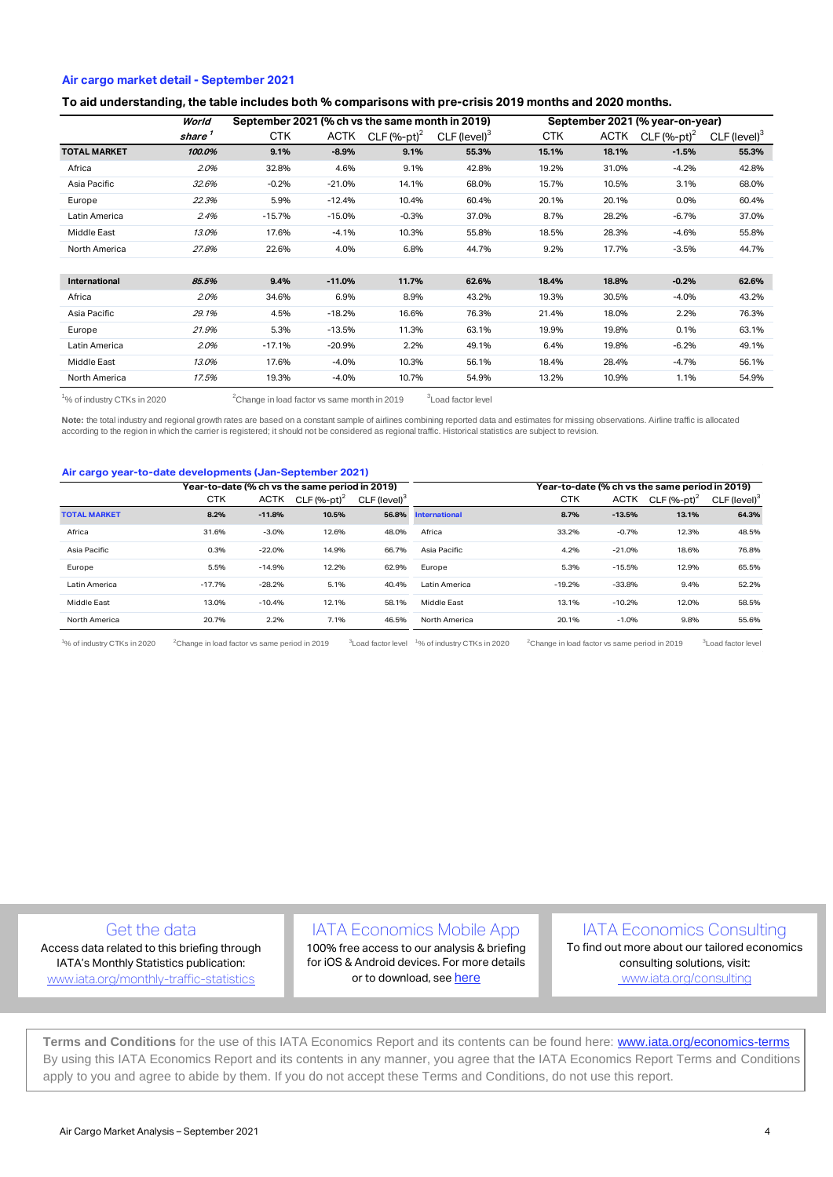### Air cargo market detail - September 2021

**To aid understanding, the table includes both % comparisons with pre-crisis 2019 months and 2020 months.**

| | World share[1] | September 2021 (% ch vs the same month in 2019) | | | | September 2021 (% year-on-year) | | | |
|---|---|---|---|---|---|---|---|---|---|
| | | CTK | ACTK | CLF (%-pt)[2] | CLF (level)[3] | CTK | ACTK | CLF (%-pt)[2] | CLF (level)[3] |
| **TOTAL MARKET** | *100.0%* | **9.1%** | **-8.9%** | **9.1%** | **55.3%** | **15.1%** | **18.1%** | **-1.5%** | **55.3%** |
| Africa | *2.0%* | 32.8% | 4.6% | 9.1% | 42.8% | 19.2% | 31.0% | -4.2% | 42.8% |
| Asia Pacific | *32.6%* | -0.2% | -21.0% | 14.1% | 68.0% | 15.7% | 10.5% | 3.1% | 68.0% |
| Europe | *22.3%* | 5.9% | -12.4% | 10.4% | 60.4% | 20.1% | 20.1% | 0.0% | 60.4% |
| Latin America | *2.4%* | -15.7% | -15.0% | -0.3% | 37.0% | 8.7% | 28.2% | -6.7% | 37.0% |
| Middle East | *13.0%* | 17.6% | -4.1% | 10.3% | 55.8% | 18.5% | 28.3% | -4.6% | 55.8% |
| North America | *27.8%* | 22.6% | 4.0% | 6.8% | 44.7% | 9.2% | 17.7% | -3.5% | 44.7% |
| **International** | *85.5%* | **9.4%** | **-11.0%** | **11.7%** | **62.6%** | **18.4%** | **18.8%** | **-0.2%** | **62.6%** |
| Africa | *2.0%* | 34.6% | 6.9% | 8.9% | 43.2% | 19.3% | 30.5% | -4.0% | 43.2% |
| Asia Pacific | *29.1%* | 4.5% | -18.2% | 16.6% | 76.3% | 21.4% | 18.0% | 2.2% | 76.3% |
| Europe | *21.9%* | 5.3% | -13.5% | 11.3% | 63.1% | 19.9% | 19.8% | 0.1% | 63.1% |
| Latin America | *2.0%* | -17.1% | -20.9% | 2.2% | 49.1% | 6.4% | 19.8% | -6.2% | 49.1% |
| Middle East | *13.0%* | 17.6% | -4.0% | 10.3% | 56.1% | 18.4% | 28.4% | -4.7% | 56.1% |
| North America | *17.5%* | 19.3% | -4.0% | 10.7% | 54.9% | 13.2% | 10.9% | 1.1% | 54.9% |

[1]% of industry CTKs in 2020 [2]Change in load factor vs same month in 2019 [3]Load factor level

**Note:** the total industry and regional growth rates are based on a constant sample of airlines combining reported data and estimates for missing observations. Airline traffic is allocated according to the region in which the carrier is registered; it should not be considered as regional traffic. Historical statistics are subject to revision.

### Air cargo year-to-date developments (Jan-September 2021)

| | Year-to-date (% ch vs the same period in 2019) | | | | | Year-to-date (% ch vs the same period in 2019) | | | |
|---|---|---|---|---|---|---|---|---|---|
| | CTK | ACTK | CLF (%-pt)[2] | CLF (level)[3] | | CTK | ACTK | CLF (%-pt)[2] | CLF (level)[3] |
| **TOTAL MARKET** | **8.2%** | **-11.8%** | **10.5%** | **56.8%** | **International** | **8.7%** | **-13.5%** | **13.1%** | **64.3%** |
| Africa | 31.6% | -3.0% | 12.6% | 48.0% | Africa | 33.2% | -0.7% | 12.3% | 48.5% |
| Asia Pacific | 0.3% | -22.0% | 14.9% | 66.7% | Asia Pacific | 4.2% | -21.0% | 18.6% | 76.8% |
| Europe | 5.5% | -14.9% | 12.2% | 62.9% | Europe | 5.3% | -15.5% | 12.9% | 65.5% |
| Latin America | -17.7% | -28.2% | 5.1% | 40.4% | Latin America | -19.2% | -33.8% | 9.4% | 52.2% |
| Middle East | 13.0% | -10.4% | 12.1% | 58.1% | Middle East | 13.1% | -10.2% | 12.0% | 58.5% |
| North America | 20.7% | 2.2% | 7.1% | 46.5% | North America | 20.1% | -1.0% | 9.8% | 55.6% |

[1]% of industry CTKs in 2020 [2]Change in load factor vs same period in 2019 [3]Load factor level [1]% of industry CTKs in 2020 [2]Change in load factor vs same period in 2019 [3]Load factor level

## Get the data

Access data related to this briefing through IATA's Monthly Statistics publication: www.iata.org/monthly-traffic-statistics

## IATA Economics Mobile App

100% free access to our analysis & briefing for iOS & Android devices. For more details or to download, see here

## IATA Economics Consulting

To find out more about our tailored economics consulting solutions, visit: www.iata.org/consulting

**Terms and Conditions** for the use of this IATA Economics Report and its contents can be found here: www.iata.org/economics-terms
By using this IATA Economics Report and its contents in any manner, you agree that the IATA Economics Report Terms and Conditions apply to you and agree to abide by them. If you do not accept these Terms and Conditions, do not use this report.